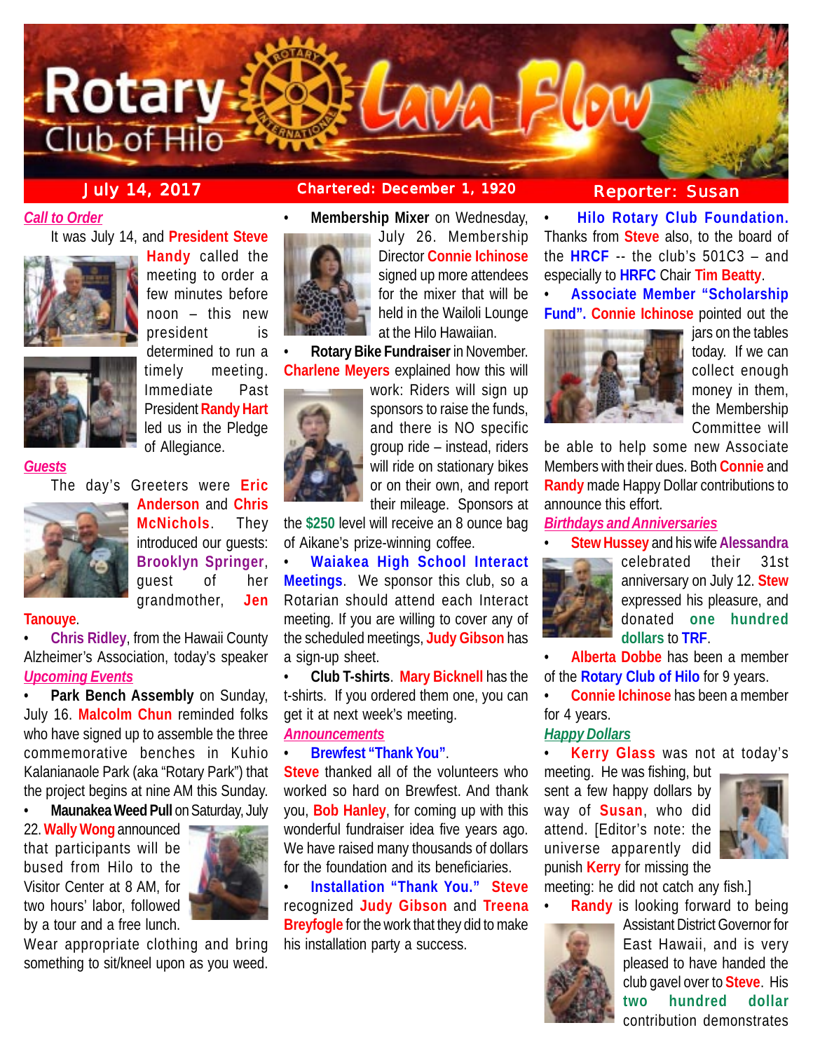# Rotary Club of Hilo Lava Flow

July 14, 2017 | Chartered: December 1, 1920 | Reporter: Susan

## *Call to Order*

It was July 14, and **President Steve Handy** called the meeting to order a few minutes before noon – this new president is determined to run a timely meeting. Immediate Past President **Randy Hart** led us in the Pledge of Allegiance.

## *Guests*

The day's Greeters were **Eric Anderson** and **Chris McNichols**. They introduced our guests: **Brooklyn Springer**, guest of her grandmother, **Jen Tanouye**.

- **Chris Ridley**, from the Hawaii County Alzheimer's Association, today's speaker

## *Upcoming Events*

- **Park Bench Assembly** on Sunday, July 16. **Malcolm Chun** reminded folks who have signed up to assemble the three commemorative benches in Kuhio Kalanianaole Park (aka "Rotary Park") that the project begins at nine AM this Sunday.
- **Maunakea Weed Pull** on Saturday, July 22. **Wally Wong** announced that participants will be bused from Hilo to the Visitor Center at 8 AM, for two hours' labor, followed by a tour and a free lunch. Wear appropriate clothing and bring something to sit/kneel upon as you weed.
- **Membership Mixer** on Wednesday, July 26. Membership Director **Connie Ichinose** signed up more attendees for the mixer that will be held in the Wailoli Lounge at the Hilo Hawaiian.
- **Rotary Bike Fundraiser** in November. **Charlene Meyers** explained how this will work: Riders will sign up sponsors to raise the funds, and there is NO specific group ride – instead, riders will ride on stationary bikes or on their own, and report their mileage. Sponsors at the **$250** level will receive an 8 ounce bag of Aikane's prize-winning coffee.
- **Waiakea High School Interact Meetings**. We sponsor this club, so a Rotarian should attend each Interact meeting. If you are willing to cover any of the scheduled meetings, **Judy Gibson** has a sign-up sheet.
- **Club T-shirts**. **Mary Bicknell** has the t-shirts. If you ordered them one, you can get it at next week's meeting.

## *Announcements*

- **Brewfest "Thank You"**. **Steve** thanked all of the volunteers who worked so hard on Brewfest. And thank you, **Bob Hanley**, for coming up with this wonderful fundraiser idea five years ago. We have raised many thousands of dollars for the foundation and its beneficiaries.
- **Installation "Thank You."** **Steve** recognized **Judy Gibson** and **Treena Breyfogle** for the work that they did to make his installation party a success.
- **Hilo Rotary Club Foundation.** Thanks from **Steve** also, to the board of the **HRCF** -- the club's 501C3 – and especially to **HRFC** Chair **Tim Beatty**.
- **Associate Member "Scholarship Fund".** **Connie Ichinose** pointed out the jars on the tables today. If we can collect enough money in them, the Membership Committee will be able to help some new Associate Members with their dues. Both **Connie** and **Randy** made Happy Dollar contributions to announce this effort.

## *Birthdays and Anniversaries*

- **Stew Hussey** and his wife **Alessandra** celebrated their 31st anniversary on July 12. **Stew** expressed his pleasure, and donated **one hundred dollars** to **TRF**.
- **Alberta Dobbe** has been a member of the **Rotary Club of Hilo** for 9 years.
- **Connie Ichinose** has been a member for 4 years.

## *Happy Dollars*

- **Kerry Glass** was not at today's meeting. He was fishing, but sent a few happy dollars by way of **Susan**, who did attend. [Editor's note: the universe apparently did punish **Kerry** for missing the meeting: he did not catch any fish.]
- **Randy** is looking forward to being Assistant District Governor for East Hawaii, and is very pleased to have handed the club gavel over to **Steve**. His **two hundred dollar** contribution demonstrates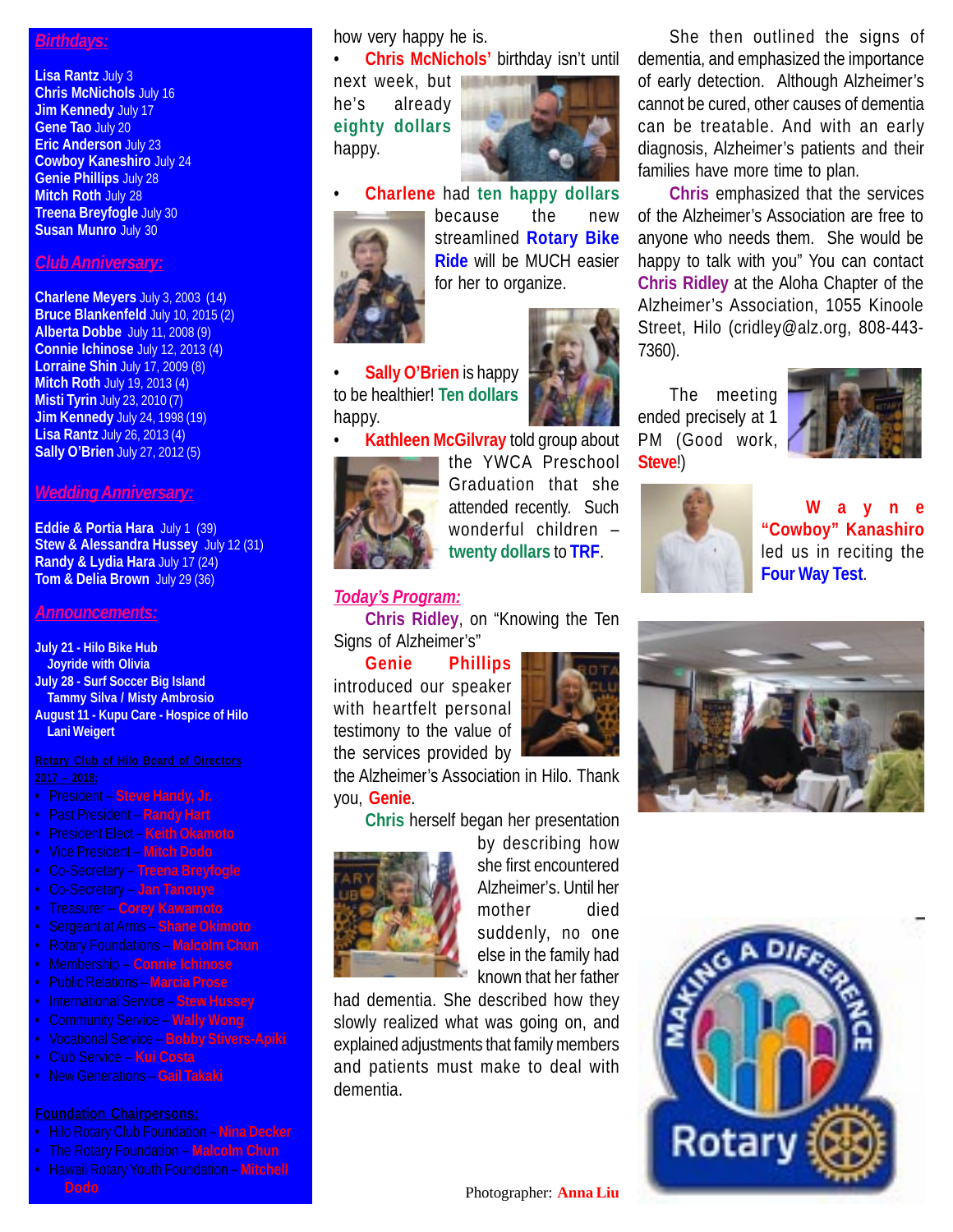## *Birthdays:*

**Lisa Rantz** July 3
**Chris McNichols** July 16
**Jim Kennedy** July 17
**Gene Tao** July 20
**Eric Anderson** July 23
**Cowboy Kaneshiro** July 24
**Genie Phillips** July 28
**Mitch Roth** July 28
**Treena Breyfogle** July 30
**Susan Munro** July 30

## *Club Anniversary:*

**Charlene Meyers** July 3, 2003 (14)
**Bruce Blankenfeld** July 10, 2015 (2)
**Alberta Dobbe** July 11, 2008 (9)
**Connie Ichinose** July 12, 2013 (4)
**Lorraine Shin** July 17, 2009 (8)
**Mitch Roth** July 19, 2013 (4)
**Misti Tyrin** July 23, 2010 (7)
**Jim Kennedy** July 24, 1998 (19)
**Lisa Rantz** July 26, 2013 (4)
**Sally O'Brien** July 27, 2012 (5)

## *Wedding Anniversary:*

**Eddie & Portia Hara** July 1 (39)
**Stew & Alessandra Hussey** July 12 (31)
**Randy & Lydia Hara** July 17 (24)
**Tom & Delia Brown** July 29 (36)

## *Announcements:*

**July 21 - Hilo Bike Hub**
**Joyride with Olivia**
**July 28 - Surf Soccer Big Island**
**Tammy Silva / Misty Ambrosio**
**August 11 - Kupu Care - Hospice of Hilo**
**Lani Weigert**

**Rotary Club of Hilo Board of Directors**
**2017 – 2018:**

- President – **Steve Handy, Jr.**
- Past President – **Randy Hart**
- President Elect – **Keith Okamoto**
- Vice President – **Mitch Dodo**
- Co-Secretary – **Treena Breyfogle**
- Co-Secretary – **Jan Tanouye**
- Treasurer – **Corey Kawamoto**
- Sergeant at Arms – **Shane Okimoto**
- Rotary Foundations – **Malcolm Chun**
- Membership – **Connie Ichinose**
- Public Relations – **Marcia Prose**
- International Service – **Stew Hussey**
- Community Service – **Wally Wong**
- Vocational Service – **Bobby Stivers-Apiki**
- Club Service – **Kui Costa**
- New Generations – **Gail Takaki**

**Foundation Chairpersons:**

- Hilo Rotary Club Foundation – **Nina Decker**
- The Rotary Foundation – **Malcolm Chun**
- Hawaii Rotary Youth Foundation – **Mitchell Dodo**

how very happy he is.

- **Chris McNichols'** birthday isn't until next week, but he's already **eighty dollars** happy.
- **Charlene** had **ten happy dollars** because the new streamlined **Rotary Bike Ride** will be MUCH easier for her to organize.
- **Sally O'Brien** is happy to be healthier! **Ten dollars** happy.
- **Kathleen McGilvray** told group about the YWCA Preschool Graduation that she attended recently. Such wonderful children – **twenty dollars** to **TRF**.

## *Today's Program:*

**Chris Ridley**, on "Knowing the Ten Signs of Alzheimer's"

**Genie Phillips** introduced our speaker with heartfelt personal testimony to the value of the services provided by the Alzheimer's Association in Hilo. Thank you, **Genie**.

**Chris** herself began her presentation by describing how she first encountered Alzheimer's. Until her mother died suddenly, no one else in the family had known that her father had dementia. She described how they slowly realized what was going on, and explained adjustments that family members and patients must make to deal with dementia.

She then outlined the signs of dementia, and emphasized the importance of early detection. Although Alzheimer's cannot be cured, other causes of dementia can be treatable. And with an early diagnosis, Alzheimer's patients and their families have more time to plan.

**Chris** emphasized that the services of the Alzheimer's Association are free to anyone who needs them. She would be happy to talk with you" You can contact **Chris Ridley** at the Aloha Chapter of the Alzheimer's Association, 1055 Kinoole Street, Hilo (cridley@alz.org, 808-443-7360).

The meeting ended precisely at 1 PM (Good work, **Steve**!)

**Wayne "Cowboy" Kanashiro** led us in reciting the **Four Way Test**.

MAKING A DIFFERENCE
Rotary

Photographer: **Anna Liu**